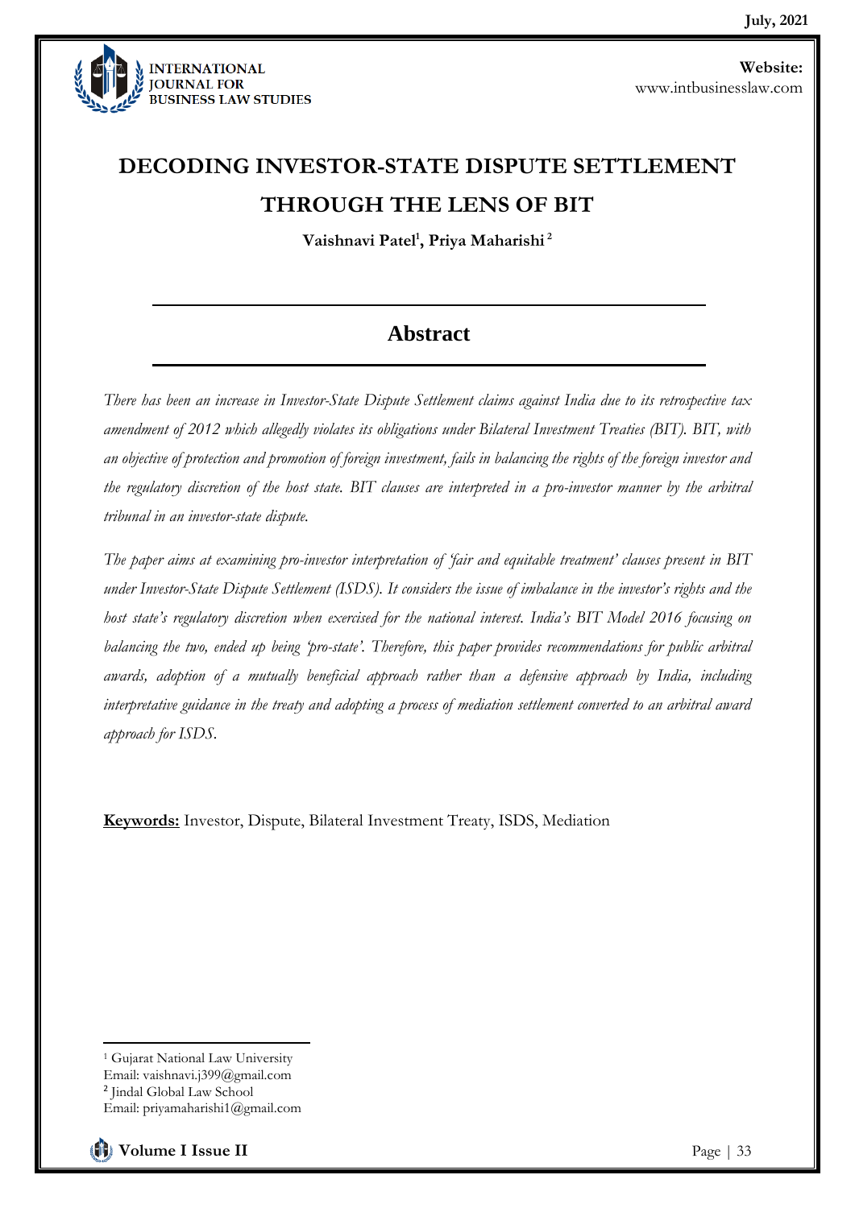# DECODING INVESTOR-STATE DISPUTE SETTLEMENT THROUGH THE LENS OF BIT

**Vaishnavi Patel[1], Priya Maharishi[2]**

## Abstract

*There has been an increase in Investor-State Dispute Settlement claims against India due to its retrospective tax amendment of 2012 which allegedly violates its obligations under Bilateral Investment Treaties (BIT). BIT, with an objective of protection and promotion of foreign investment, fails in balancing the rights of the foreign investor and the regulatory discretion of the host state. BIT clauses are interpreted in a pro-investor manner by the arbitral tribunal in an investor-state dispute.*

*The paper aims at examining pro-investor interpretation of 'fair and equitable treatment' clauses present in BIT under Investor-State Dispute Settlement (ISDS). It considers the issue of imbalance in the investor's rights and the host state's regulatory discretion when exercised for the national interest. India's BIT Model 2016 focusing on balancing the two, ended up being 'pro-state'. Therefore, this paper provides recommendations for public arbitral awards, adoption of a mutually beneficial approach rather than a defensive approach by India, including interpretative guidance in the treaty and adopting a process of mediation settlement converted to an arbitral award approach for ISDS.*

**Keywords:** Investor, Dispute, Bilateral Investment Treaty, ISDS, Mediation

---

[1] Gujarat National Law University
Email: vaishnavi.j399@gmail.com

[2] Jindal Global Law School
Email: priyamaharishi1@gmail.com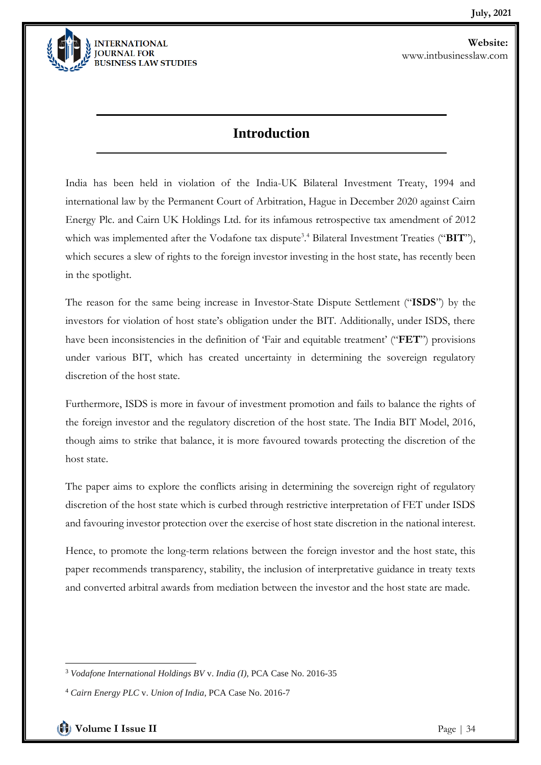## Introduction

India has been held in violation of the India-UK Bilateral Investment Treaty, 1994 and international law by the Permanent Court of Arbitration, Hague in December 2020 against Cairn Energy Plc. and Cairn UK Holdings Ltd. for its infamous retrospective tax amendment of 2012 which was implemented after the Vodafone tax dispute[3].[4] Bilateral Investment Treaties ("**BIT**"), which secures a slew of rights to the foreign investor investing in the host state, has recently been in the spotlight.

The reason for the same being increase in Investor-State Dispute Settlement ("**ISDS**") by the investors for violation of host state's obligation under the BIT. Additionally, under ISDS, there have been inconsistencies in the definition of 'Fair and equitable treatment' ("**FET**") provisions under various BIT, which has created uncertainty in determining the sovereign regulatory discretion of the host state.

Furthermore, ISDS is more in favour of investment promotion and fails to balance the rights of the foreign investor and the regulatory discretion of the host state. The India BIT Model, 2016, though aims to strike that balance, it is more favoured towards protecting the discretion of the host state.

The paper aims to explore the conflicts arising in determining the sovereign right of regulatory discretion of the host state which is curbed through restrictive interpretation of FET under ISDS and favouring investor protection over the exercise of host state discretion in the national interest.

Hence, to promote the long-term relations between the foreign investor and the host state, this paper recommends transparency, stability, the inclusion of interpretative guidance in treaty texts and converted arbitral awards from mediation between the investor and the host state are made.

---

[3] *Vodafone International Holdings BV* v. *India (I),* PCA Case No. 2016-35

[4] *Cairn Energy PLC* v. *Union of India,* PCA Case No. 2016-7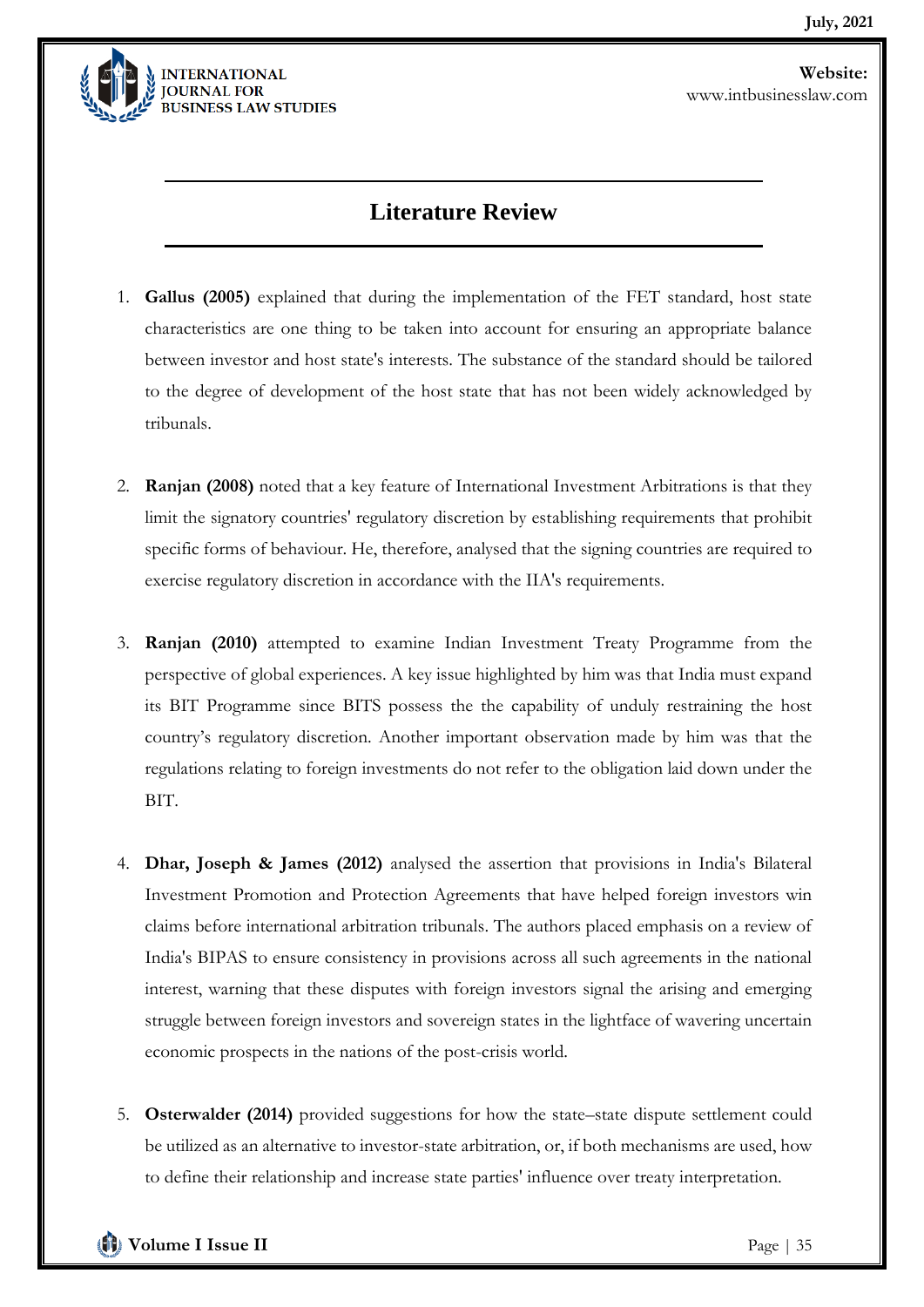## Literature Review

1. **Gallus (2005)** explained that during the implementation of the FET standard, host state characteristics are one thing to be taken into account for ensuring an appropriate balance between investor and host state's interests. The substance of the standard should be tailored to the degree of development of the host state that has not been widely acknowledged by tribunals.

2. **Ranjan (2008)** noted that a key feature of International Investment Arbitrations is that they limit the signatory countries' regulatory discretion by establishing requirements that prohibit specific forms of behaviour. He, therefore, analysed that the signing countries are required to exercise regulatory discretion in accordance with the IIA's requirements.

3. **Ranjan (2010)** attempted to examine Indian Investment Treaty Programme from the perspective of global experiences. A key issue highlighted by him was that India must expand its BIT Programme since BITS possess the the capability of unduly restraining the host country's regulatory discretion. Another important observation made by him was that the regulations relating to foreign investments do not refer to the obligation laid down under the BIT.

4. **Dhar, Joseph & James (2012)** analysed the assertion that provisions in India's Bilateral Investment Promotion and Protection Agreements that have helped foreign investors win claims before international arbitration tribunals. The authors placed emphasis on a review of India's BIPAS to ensure consistency in provisions across all such agreements in the national interest, warning that these disputes with foreign investors signal the arising and emerging struggle between foreign investors and sovereign states in the lightface of wavering uncertain economic prospects in the nations of the post-crisis world.

5. **Osterwalder (2014)** provided suggestions for how the state–state dispute settlement could be utilized as an alternative to investor-state arbitration, or, if both mechanisms are used, how to define their relationship and increase state parties' influence over treaty interpretation.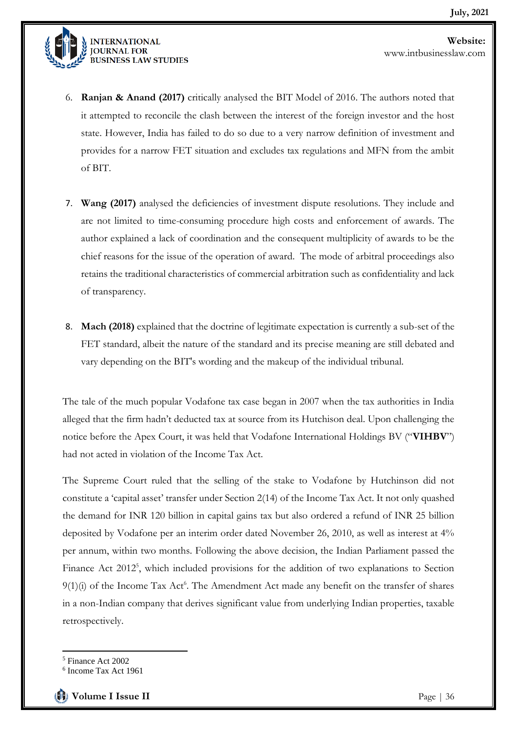6. **Ranjan & Anand (2017)** critically analysed the BIT Model of 2016. The authors noted that it attempted to reconcile the clash between the interest of the foreign investor and the host state. However, India has failed to do so due to a very narrow definition of investment and provides for a narrow FET situation and excludes tax regulations and MFN from the ambit of BIT.

7. **Wang (2017)** analysed the deficiencies of investment dispute resolutions. They include and are not limited to time-consuming procedure high costs and enforcement of awards. The author explained a lack of coordination and the consequent multiplicity of awards to be the chief reasons for the issue of the operation of award. The mode of arbitral proceedings also retains the traditional characteristics of commercial arbitration such as confidentiality and lack of transparency.

8. **Mach (2018)** explained that the doctrine of legitimate expectation is currently a sub-set of the FET standard, albeit the nature of the standard and its precise meaning are still debated and vary depending on the BIT's wording and the makeup of the individual tribunal.

The tale of the much popular Vodafone tax case began in 2007 when the tax authorities in India alleged that the firm hadn't deducted tax at source from its Hutchison deal. Upon challenging the notice before the Apex Court, it was held that Vodafone International Holdings BV ("**VIHBV**") had not acted in violation of the Income Tax Act.

The Supreme Court ruled that the selling of the stake to Vodafone by Hutchinson did not constitute a 'capital asset' transfer under Section 2(14) of the Income Tax Act. It not only quashed the demand for INR 120 billion in capital gains tax but also ordered a refund of INR 25 billion deposited by Vodafone per an interim order dated November 26, 2010, as well as interest at 4% per annum, within two months. Following the above decision, the Indian Parliament passed the Finance Act 2012[5], which included provisions for the addition of two explanations to Section 9(1)(i) of the Income Tax Act[6]. The Amendment Act made any benefit on the transfer of shares in a non-Indian company that derives significant value from underlying Indian properties, taxable retrospectively.

---

[5] Finance Act 2002

[6] Income Tax Act 1961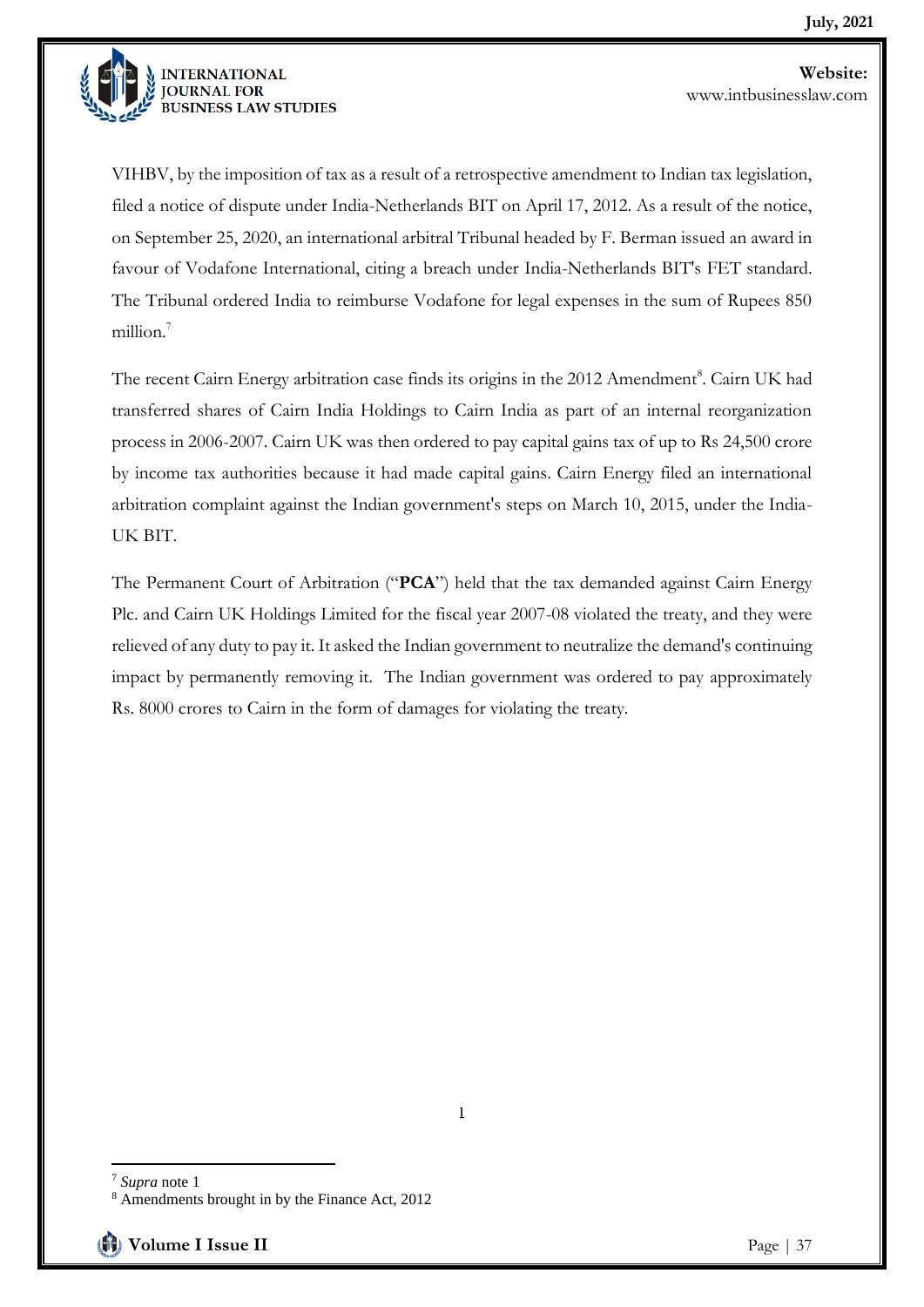VIHBV, by the imposition of tax as a result of a retrospective amendment to Indian tax legislation, filed a notice of dispute under India-Netherlands BIT on April 17, 2012. As a result of the notice, on September 25, 2020, an international arbitral Tribunal headed by F. Berman issued an award in favour of Vodafone International, citing a breach under India-Netherlands BIT's FET standard. The Tribunal ordered India to reimburse Vodafone for legal expenses in the sum of Rupees 850 million.[7]

The recent Cairn Energy arbitration case finds its origins in the 2012 Amendment[8]. Cairn UK had transferred shares of Cairn India Holdings to Cairn India as part of an internal reorganization process in 2006-2007. Cairn UK was then ordered to pay capital gains tax of up to Rs 24,500 crore by income tax authorities because it had made capital gains. Cairn Energy filed an international arbitration complaint against the Indian government's steps on March 10, 2015, under the India-UK BIT.

The Permanent Court of Arbitration ("**PCA**") held that the tax demanded against Cairn Energy Plc. and Cairn UK Holdings Limited for the fiscal year 2007-08 violated the treaty, and they were relieved of any duty to pay it. It asked the Indian government to neutralize the demand's continuing impact by permanently removing it. The Indian government was ordered to pay approximately Rs. 8000 crores to Cairn in the form of damages for violating the treaty.

---

[7] *Supra* note 1

[8] Amendments brought in by the Finance Act, 2012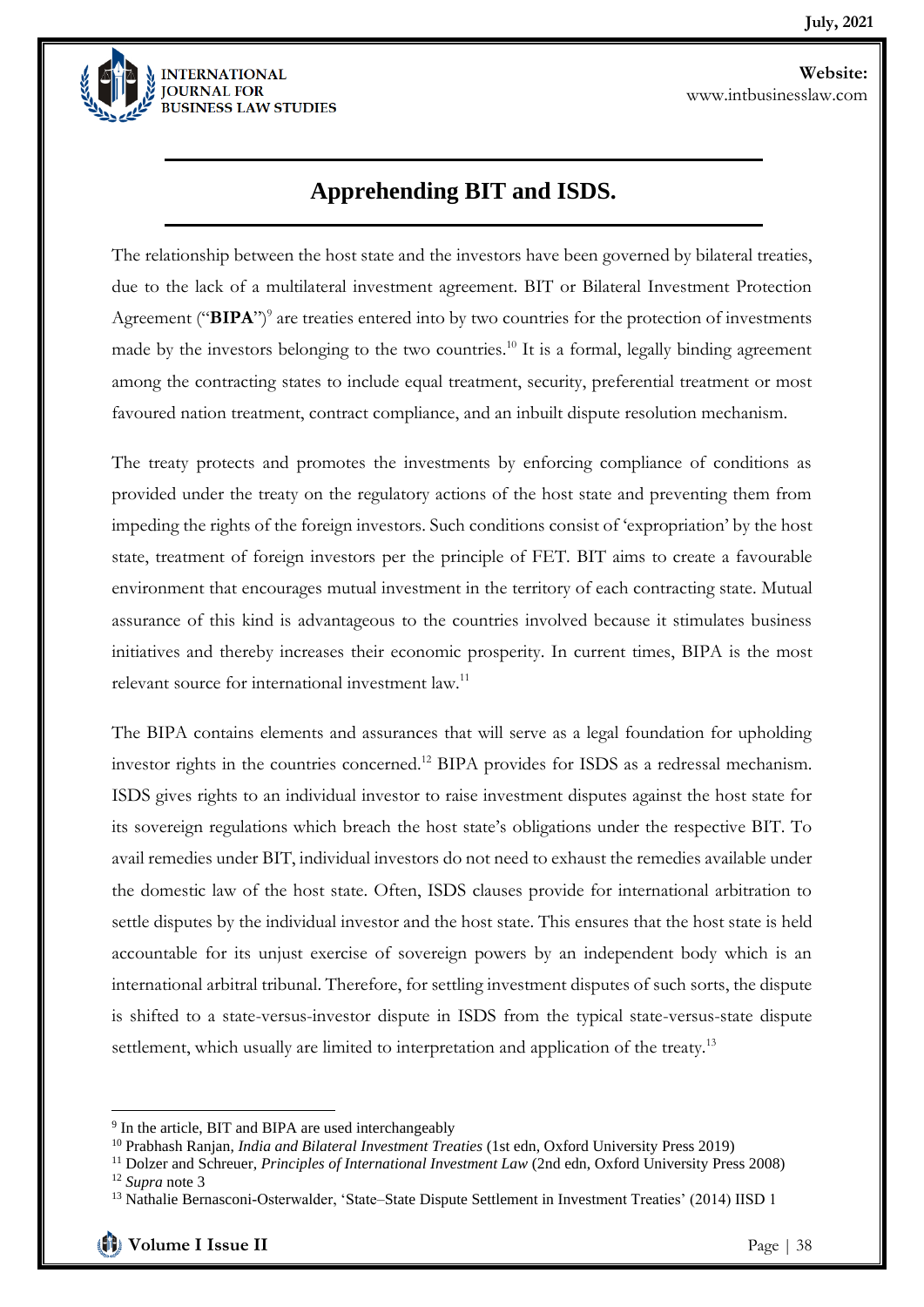## Apprehending BIT and ISDS.

The relationship between the host state and the investors have been governed by bilateral treaties, due to the lack of a multilateral investment agreement. BIT or Bilateral Investment Protection Agreement ("**BIPA**")[9] are treaties entered into by two countries for the protection of investments made by the investors belonging to the two countries.[10] It is a formal, legally binding agreement among the contracting states to include equal treatment, security, preferential treatment or most favoured nation treatment, contract compliance, and an inbuilt dispute resolution mechanism.

The treaty protects and promotes the investments by enforcing compliance of conditions as provided under the treaty on the regulatory actions of the host state and preventing them from impeding the rights of the foreign investors. Such conditions consist of 'expropriation' by the host state, treatment of foreign investors per the principle of FET. BIT aims to create a favourable environment that encourages mutual investment in the territory of each contracting state. Mutual assurance of this kind is advantageous to the countries involved because it stimulates business initiatives and thereby increases their economic prosperity. In current times, BIPA is the most relevant source for international investment law.[11]

The BIPA contains elements and assurances that will serve as a legal foundation for upholding investor rights in the countries concerned.[12] BIPA provides for ISDS as a redressal mechanism. ISDS gives rights to an individual investor to raise investment disputes against the host state for its sovereign regulations which breach the host state's obligations under the respective BIT. To avail remedies under BIT, individual investors do not need to exhaust the remedies available under the domestic law of the host state. Often, ISDS clauses provide for international arbitration to settle disputes by the individual investor and the host state. This ensures that the host state is held accountable for its unjust exercise of sovereign powers by an independent body which is an international arbitral tribunal. Therefore, for settling investment disputes of such sorts, the dispute is shifted to a state-versus-investor dispute in ISDS from the typical state-versus-state dispute settlement, which usually are limited to interpretation and application of the treaty.[13]

---

[9] In the article, BIT and BIPA are used interchangeably

[10] Prabhash Ranjan, *India and Bilateral Investment Treaties* (1st edn, Oxford University Press 2019)

[11] Dolzer and Schreuer, *Principles of International Investment Law* (2nd edn, Oxford University Press 2008)

[12] *Supra* note 3

[13] Nathalie Bernasconi-Osterwalder, 'State–State Dispute Settlement in Investment Treaties' (2014) IISD 1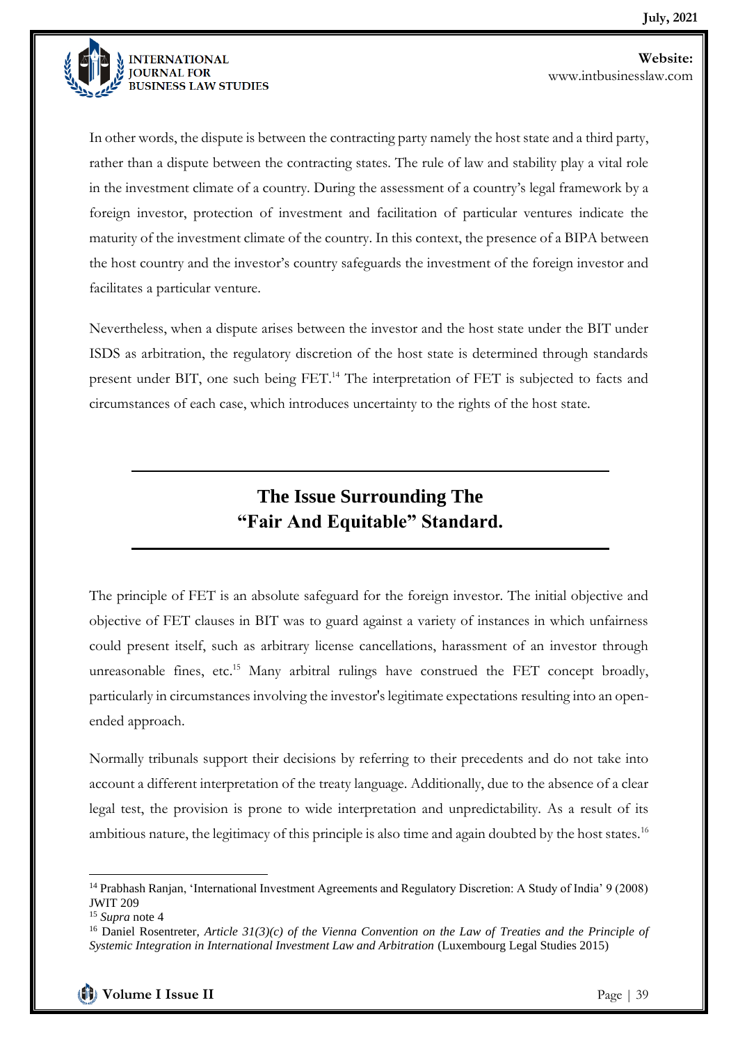In other words, the dispute is between the contracting party namely the host state and a third party, rather than a dispute between the contracting states. The rule of law and stability play a vital role in the investment climate of a country. During the assessment of a country's legal framework by a foreign investor, protection of investment and facilitation of particular ventures indicate the maturity of the investment climate of the country. In this context, the presence of a BIPA between the host country and the investor's country safeguards the investment of the foreign investor and facilitates a particular venture.

Nevertheless, when a dispute arises between the investor and the host state under the BIT under ISDS as arbitration, the regulatory discretion of the host state is determined through standards present under BIT, one such being FET.[14] The interpretation of FET is subjected to facts and circumstances of each case, which introduces uncertainty to the rights of the host state.

## The Issue Surrounding The "Fair And Equitable" Standard.

The principle of FET is an absolute safeguard for the foreign investor. The initial objective and objective of FET clauses in BIT was to guard against a variety of instances in which unfairness could present itself, such as arbitrary license cancellations, harassment of an investor through unreasonable fines, etc.[15] Many arbitral rulings have construed the FET concept broadly, particularly in circumstances involving the investor's legitimate expectations resulting into an open-ended approach.

Normally tribunals support their decisions by referring to their precedents and do not take into account a different interpretation of the treaty language. Additionally, due to the absence of a clear legal test, the provision is prone to wide interpretation and unpredictability. As a result of its ambitious nature, the legitimacy of this principle is also time and again doubted by the host states.[16]

---

[14] Prabhash Ranjan, 'International Investment Agreements and Regulatory Discretion: A Study of India' 9 (2008) JWIT 209

[15] *Supra* note 4

[16] Daniel Rosentreter, *Article 31(3)(c) of the Vienna Convention on the Law of Treaties and the Principle of Systemic Integration in International Investment Law and Arbitration* (Luxembourg Legal Studies 2015)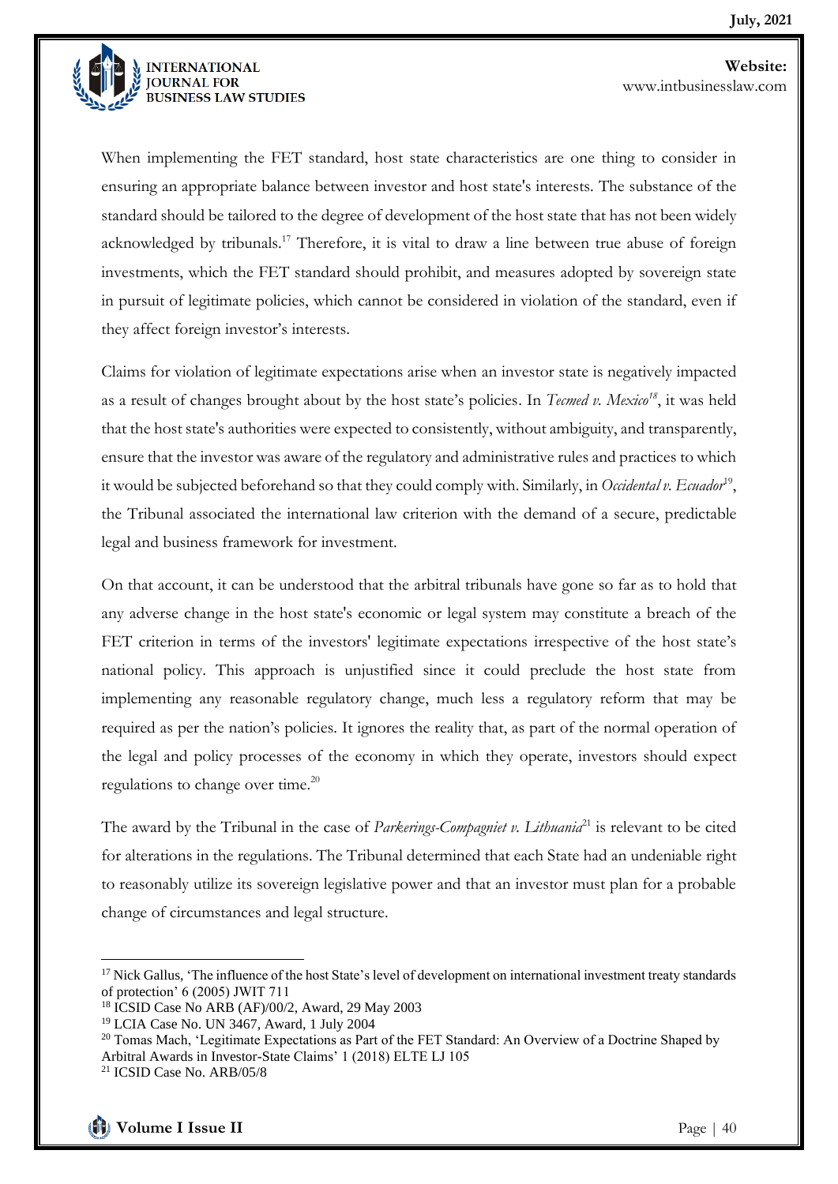When implementing the FET standard, host state characteristics are one thing to consider in ensuring an appropriate balance between investor and host state's interests. The substance of the standard should be tailored to the degree of development of the host state that has not been widely acknowledged by tribunals.[17] Therefore, it is vital to draw a line between true abuse of foreign investments, which the FET standard should prohibit, and measures adopted by sovereign state in pursuit of legitimate policies, which cannot be considered in violation of the standard, even if they affect foreign investor's interests.

Claims for violation of legitimate expectations arise when an investor state is negatively impacted as a result of changes brought about by the host state's policies. In *Tecmed v. Mexico*[18], it was held that the host state's authorities were expected to consistently, without ambiguity, and transparently, ensure that the investor was aware of the regulatory and administrative rules and practices to which it would be subjected beforehand so that they could comply with. Similarly, in *Occidental v. Ecuador*[19], the Tribunal associated the international law criterion with the demand of a secure, predictable legal and business framework for investment.

On that account, it can be understood that the arbitral tribunals have gone so far as to hold that any adverse change in the host state's economic or legal system may constitute a breach of the FET criterion in terms of the investors' legitimate expectations irrespective of the host state's national policy. This approach is unjustified since it could preclude the host state from implementing any reasonable regulatory change, much less a regulatory reform that may be required as per the nation's policies. It ignores the reality that, as part of the normal operation of the legal and policy processes of the economy in which they operate, investors should expect regulations to change over time.[20]

The award by the Tribunal in the case of *Parkerings-Compagniet v. Lithuania*[21] is relevant to be cited for alterations in the regulations. The Tribunal determined that each State had an undeniable right to reasonably utilize its sovereign legislative power and that an investor must plan for a probable change of circumstances and legal structure.

---

[17] Nick Gallus, 'The influence of the host State's level of development on international investment treaty standards of protection' 6 (2005) JWIT 711

[18] ICSID Case No ARB (AF)/00/2, Award, 29 May 2003

[19] LCIA Case No. UN 3467, Award, 1 July 2004

[20] Tomas Mach, 'Legitimate Expectations as Part of the FET Standard: An Overview of a Doctrine Shaped by Arbitral Awards in Investor-State Claims' 1 (2018) ELTE LJ 105

[21] ICSID Case No. ARB/05/8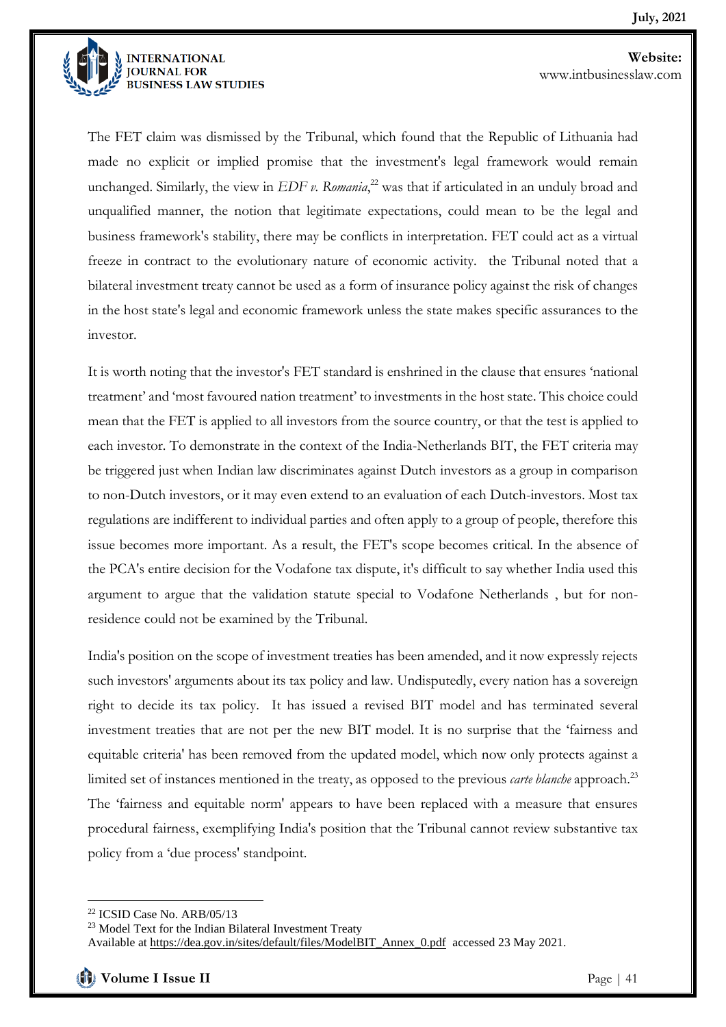The FET claim was dismissed by the Tribunal, which found that the Republic of Lithuania had made no explicit or implied promise that the investment's legal framework would remain unchanged. Similarly, the view in *EDF v. Romania*,[22] was that if articulated in an unduly broad and unqualified manner, the notion that legitimate expectations, could mean to be the legal and business framework's stability, there may be conflicts in interpretation. FET could act as a virtual freeze in contract to the evolutionary nature of economic activity. the Tribunal noted that a bilateral investment treaty cannot be used as a form of insurance policy against the risk of changes in the host state's legal and economic framework unless the state makes specific assurances to the investor.

It is worth noting that the investor's FET standard is enshrined in the clause that ensures 'national treatment' and 'most favoured nation treatment' to investments in the host state. This choice could mean that the FET is applied to all investors from the source country, or that the test is applied to each investor. To demonstrate in the context of the India-Netherlands BIT, the FET criteria may be triggered just when Indian law discriminates against Dutch investors as a group in comparison to non-Dutch investors, or it may even extend to an evaluation of each Dutch-investors. Most tax regulations are indifferent to individual parties and often apply to a group of people, therefore this issue becomes more important. As a result, the FET's scope becomes critical. In the absence of the PCA's entire decision for the Vodafone tax dispute, it's difficult to say whether India used this argument to argue that the validation statute special to Vodafone Netherlands , but for non-residence could not be examined by the Tribunal.

India's position on the scope of investment treaties has been amended, and it now expressly rejects such investors' arguments about its tax policy and law. Undisputedly, every nation has a sovereign right to decide its tax policy. It has issued a revised BIT model and has terminated several investment treaties that are not per the new BIT model. It is no surprise that the 'fairness and equitable criteria' has been removed from the updated model, which now only protects against a limited set of instances mentioned in the treaty, as opposed to the previous *carte blanche* approach.[23] The 'fairness and equitable norm' appears to have been replaced with a measure that ensures procedural fairness, exemplifying India's position that the Tribunal cannot review substantive tax policy from a 'due process' standpoint.

---

[22] ICSID Case No. ARB/05/13

[23] Model Text for the Indian Bilateral Investment Treaty
Available at https://dea.gov.in/sites/default/files/ModelBIT_Annex_0.pdf accessed 23 May 2021.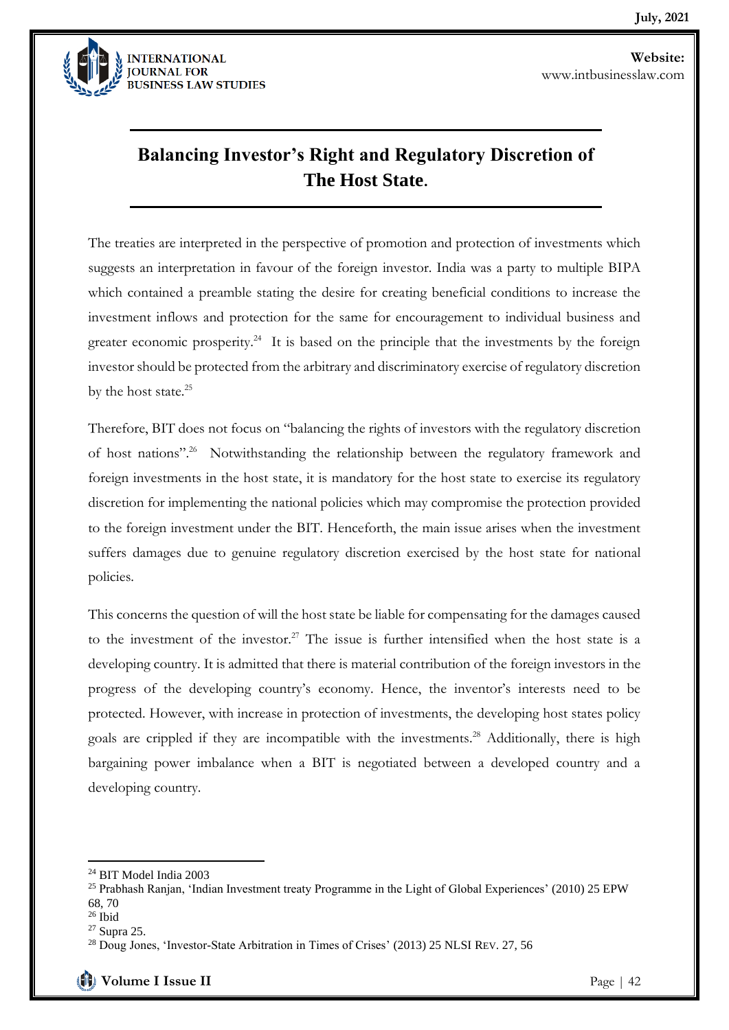## Balancing Investor's Right and Regulatory Discretion of The Host State.

The treaties are interpreted in the perspective of promotion and protection of investments which suggests an interpretation in favour of the foreign investor. India was a party to multiple BIPA which contained a preamble stating the desire for creating beneficial conditions to increase the investment inflows and protection for the same for encouragement to individual business and greater economic prosperity.[24] It is based on the principle that the investments by the foreign investor should be protected from the arbitrary and discriminatory exercise of regulatory discretion by the host state.[25]

Therefore, BIT does not focus on "balancing the rights of investors with the regulatory discretion of host nations".[26] Notwithstanding the relationship between the regulatory framework and foreign investments in the host state, it is mandatory for the host state to exercise its regulatory discretion for implementing the national policies which may compromise the protection provided to the foreign investment under the BIT. Henceforth, the main issue arises when the investment suffers damages due to genuine regulatory discretion exercised by the host state for national policies.

This concerns the question of will the host state be liable for compensating for the damages caused to the investment of the investor.[27] The issue is further intensified when the host state is a developing country. It is admitted that there is material contribution of the foreign investors in the progress of the developing country's economy. Hence, the inventor's interests need to be protected. However, with increase in protection of investments, the developing host states policy goals are crippled if they are incompatible with the investments.[28] Additionally, there is high bargaining power imbalance when a BIT is negotiated between a developed country and a developing country.

---

[24] BIT Model India 2003

[25] Prabhash Ranjan, 'Indian Investment treaty Programme in the Light of Global Experiences' (2010) 25 EPW 68, 70

[26] Ibid

[27] Supra 25.

[28] Doug Jones, 'Investor-State Arbitration in Times of Crises' (2013) 25 NLSI Rev. 27, 56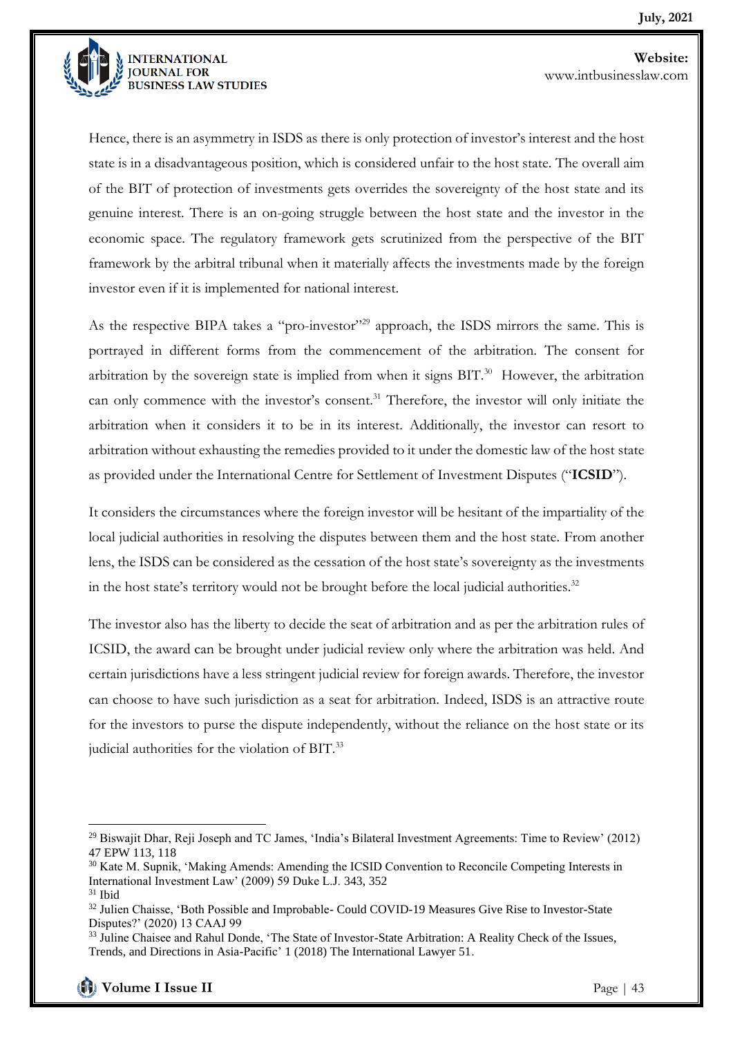Hence, there is an asymmetry in ISDS as there is only protection of investor's interest and the host state is in a disadvantageous position, which is considered unfair to the host state. The overall aim of the BIT of protection of investments gets overrides the sovereignty of the host state and its genuine interest. There is an on-going struggle between the host state and the investor in the economic space. The regulatory framework gets scrutinized from the perspective of the BIT framework by the arbitral tribunal when it materially affects the investments made by the foreign investor even if it is implemented for national interest.

As the respective BIPA takes a "pro-investor"[29] approach, the ISDS mirrors the same. This is portrayed in different forms from the commencement of the arbitration. The consent for arbitration by the sovereign state is implied from when it signs BIT.[30] However, the arbitration can only commence with the investor's consent.[31] Therefore, the investor will only initiate the arbitration when it considers it to be in its interest. Additionally, the investor can resort to arbitration without exhausting the remedies provided to it under the domestic law of the host state as provided under the International Centre for Settlement of Investment Disputes ("**ICSID**").

It considers the circumstances where the foreign investor will be hesitant of the impartiality of the local judicial authorities in resolving the disputes between them and the host state. From another lens, the ISDS can be considered as the cessation of the host state's sovereignty as the investments in the host state's territory would not be brought before the local judicial authorities.[32]

The investor also has the liberty to decide the seat of arbitration and as per the arbitration rules of ICSID, the award can be brought under judicial review only where the arbitration was held. And certain jurisdictions have a less stringent judicial review for foreign awards. Therefore, the investor can choose to have such jurisdiction as a seat for arbitration. Indeed, ISDS is an attractive route for the investors to purse the dispute independently, without the reliance on the host state or its judicial authorities for the violation of BIT.[33]

---

[29] Biswajit Dhar, Reji Joseph and TC James, 'India's Bilateral Investment Agreements: Time to Review' (2012) 47 EPW 113, 118

[30] Kate M. Supnik, 'Making Amends: Amending the ICSID Convention to Reconcile Competing Interests in International Investment Law' (2009) 59 Duke L.J. 343, 352

[31] Ibid

[32] Julien Chaisse, 'Both Possible and Improbable- Could COVID-19 Measures Give Rise to Investor-State Disputes?' (2020) 13 CAAJ 99

[33] Juline Chaisee and Rahul Donde, 'The State of Investor-State Arbitration: A Reality Check of the Issues, Trends, and Directions in Asia-Pacific' 1 (2018) The International Lawyer 51.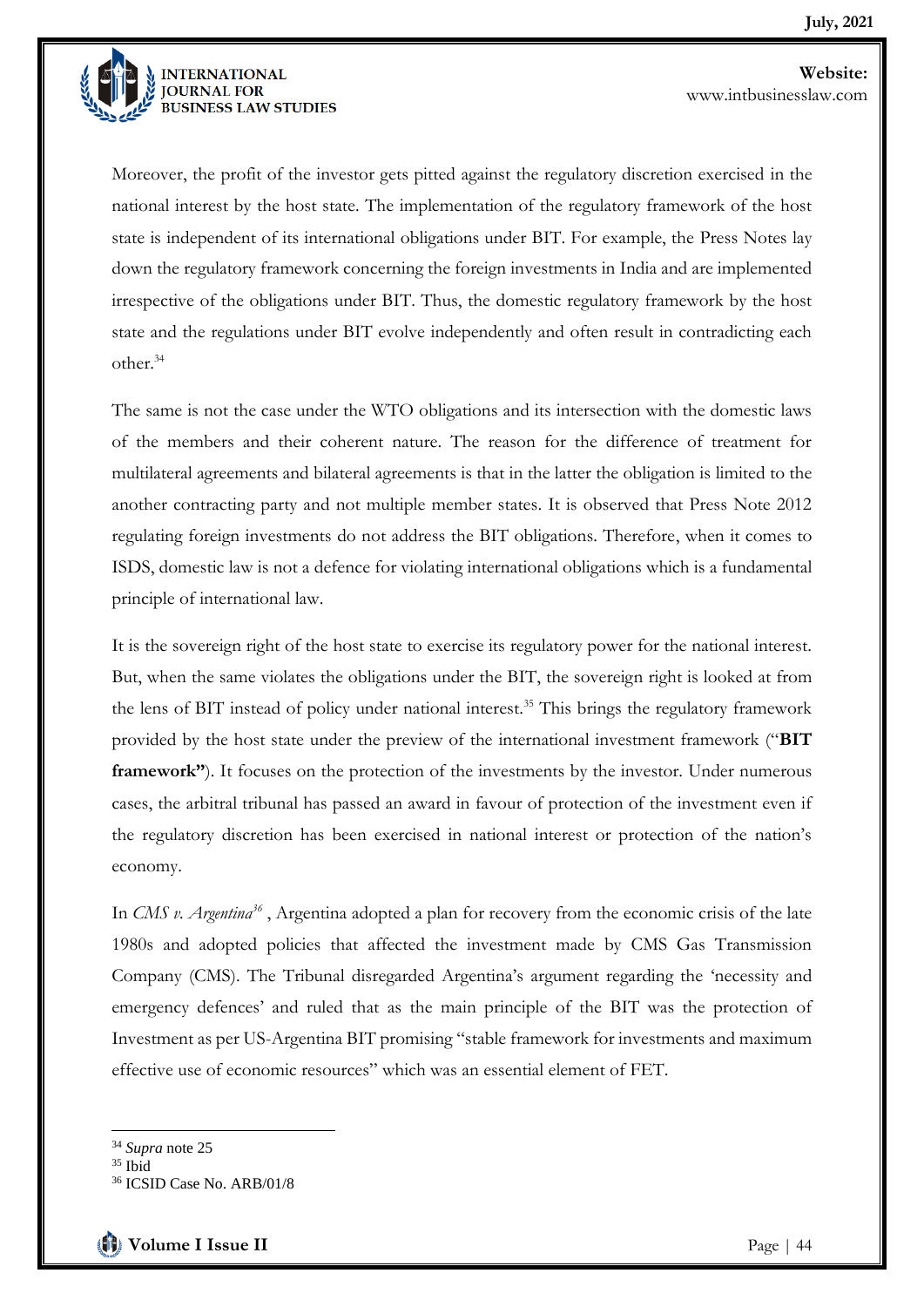Moreover, the profit of the investor gets pitted against the regulatory discretion exercised in the national interest by the host state. The implementation of the regulatory framework of the host state is independent of its international obligations under BIT. For example, the Press Notes lay down the regulatory framework concerning the foreign investments in India and are implemented irrespective of the obligations under BIT. Thus, the domestic regulatory framework by the host state and the regulations under BIT evolve independently and often result in contradicting each other.[34]

The same is not the case under the WTO obligations and its intersection with the domestic laws of the members and their coherent nature. The reason for the difference of treatment for multilateral agreements and bilateral agreements is that in the latter the obligation is limited to the another contracting party and not multiple member states. It is observed that Press Note 2012 regulating foreign investments do not address the BIT obligations. Therefore, when it comes to ISDS, domestic law is not a defence for violating international obligations which is a fundamental principle of international law.

It is the sovereign right of the host state to exercise its regulatory power for the national interest. But, when the same violates the obligations under the BIT, the sovereign right is looked at from the lens of BIT instead of policy under national interest.[35] This brings the regulatory framework provided by the host state under the preview of the international investment framework ("**BIT framework"**). It focuses on the protection of the investments by the investor. Under numerous cases, the arbitral tribunal has passed an award in favour of protection of the investment even if the regulatory discretion has been exercised in national interest or protection of the nation's economy.

In *CMS v. Argentina*[36] , Argentina adopted a plan for recovery from the economic crisis of the late 1980s and adopted policies that affected the investment made by CMS Gas Transmission Company (CMS). The Tribunal disregarded Argentina's argument regarding the 'necessity and emergency defences' and ruled that as the main principle of the BIT was the protection of Investment as per US-Argentina BIT promising "stable framework for investments and maximum effective use of economic resources" which was an essential element of FET.

---

[34] *Supra* note 25

[35] Ibid

[36] ICSID Case No. ARB/01/8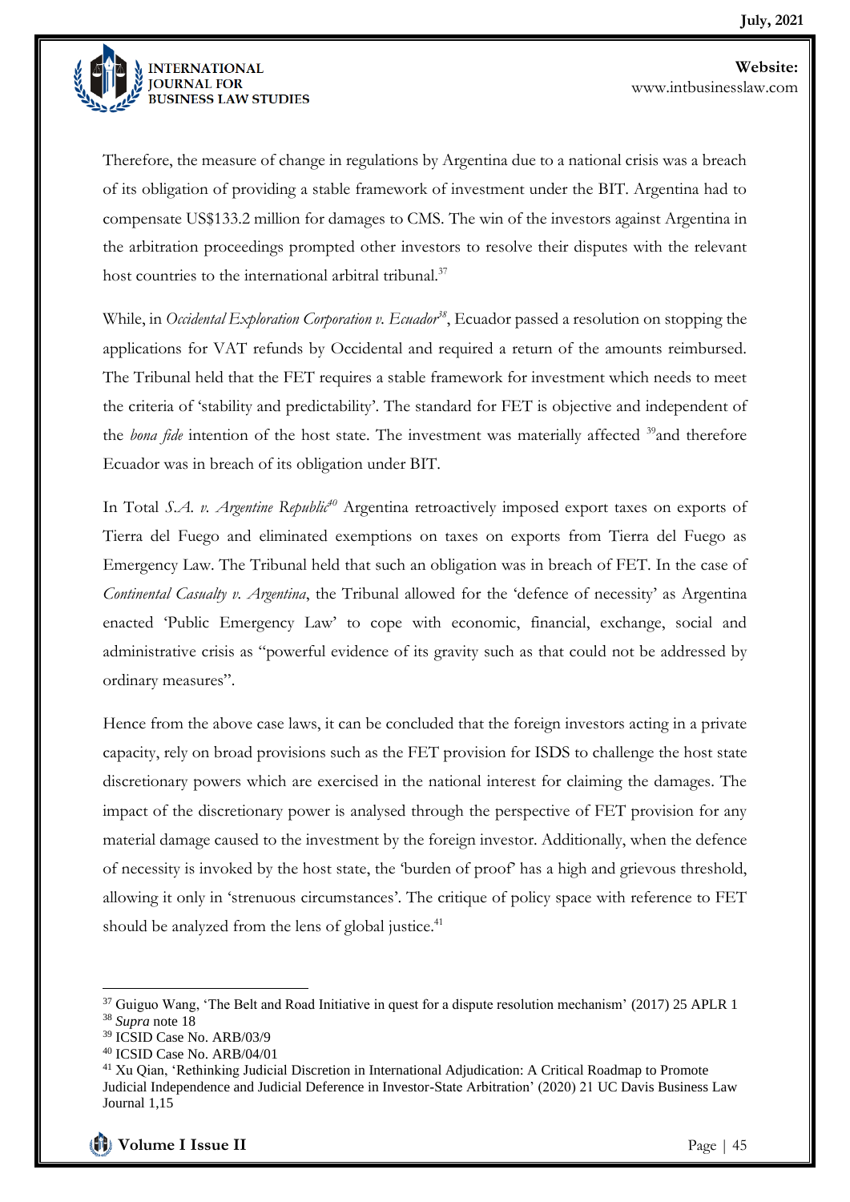Therefore, the measure of change in regulations by Argentina due to a national crisis was a breach of its obligation of providing a stable framework of investment under the BIT. Argentina had to compensate US$133.2 million for damages to CMS. The win of the investors against Argentina in the arbitration proceedings prompted other investors to resolve their disputes with the relevant host countries to the international arbitral tribunal.[37]

While, in *Occidental Exploration Corporation v. Ecuador*[38], Ecuador passed a resolution on stopping the applications for VAT refunds by Occidental and required a return of the amounts reimbursed. The Tribunal held that the FET requires a stable framework for investment which needs to meet the criteria of 'stability and predictability'. The standard for FET is objective and independent of the *bona fide* intention of the host state. The investment was materially affected [39]and therefore Ecuador was in breach of its obligation under BIT.

In Total *S.A. v. Argentine Republic*[40] Argentina retroactively imposed export taxes on exports of Tierra del Fuego and eliminated exemptions on taxes on exports from Tierra del Fuego as Emergency Law. The Tribunal held that such an obligation was in breach of FET. In the case of *Continental Casualty v. Argentina*, the Tribunal allowed for the 'defence of necessity' as Argentina enacted 'Public Emergency Law' to cope with economic, financial, exchange, social and administrative crisis as "powerful evidence of its gravity such as that could not be addressed by ordinary measures".

Hence from the above case laws, it can be concluded that the foreign investors acting in a private capacity, rely on broad provisions such as the FET provision for ISDS to challenge the host state discretionary powers which are exercised in the national interest for claiming the damages. The impact of the discretionary power is analysed through the perspective of FET provision for any material damage caused to the investment by the foreign investor. Additionally, when the defence of necessity is invoked by the host state, the 'burden of proof' has a high and grievous threshold, allowing it only in 'strenuous circumstances'. The critique of policy space with reference to FET should be analyzed from the lens of global justice.[41]

---

[37] Guiguo Wang, 'The Belt and Road Initiative in quest for a dispute resolution mechanism' (2017) 25 APLR 1

[38] *Supra* note 18

[39] ICSID Case No. ARB/03/9

[40] ICSID Case No. ARB/04/01

[41] Xu Qian, 'Rethinking Judicial Discretion in International Adjudication: A Critical Roadmap to Promote Judicial Independence and Judicial Deference in Investor-State Arbitration' (2020) 21 UC Davis Business Law Journal 1,15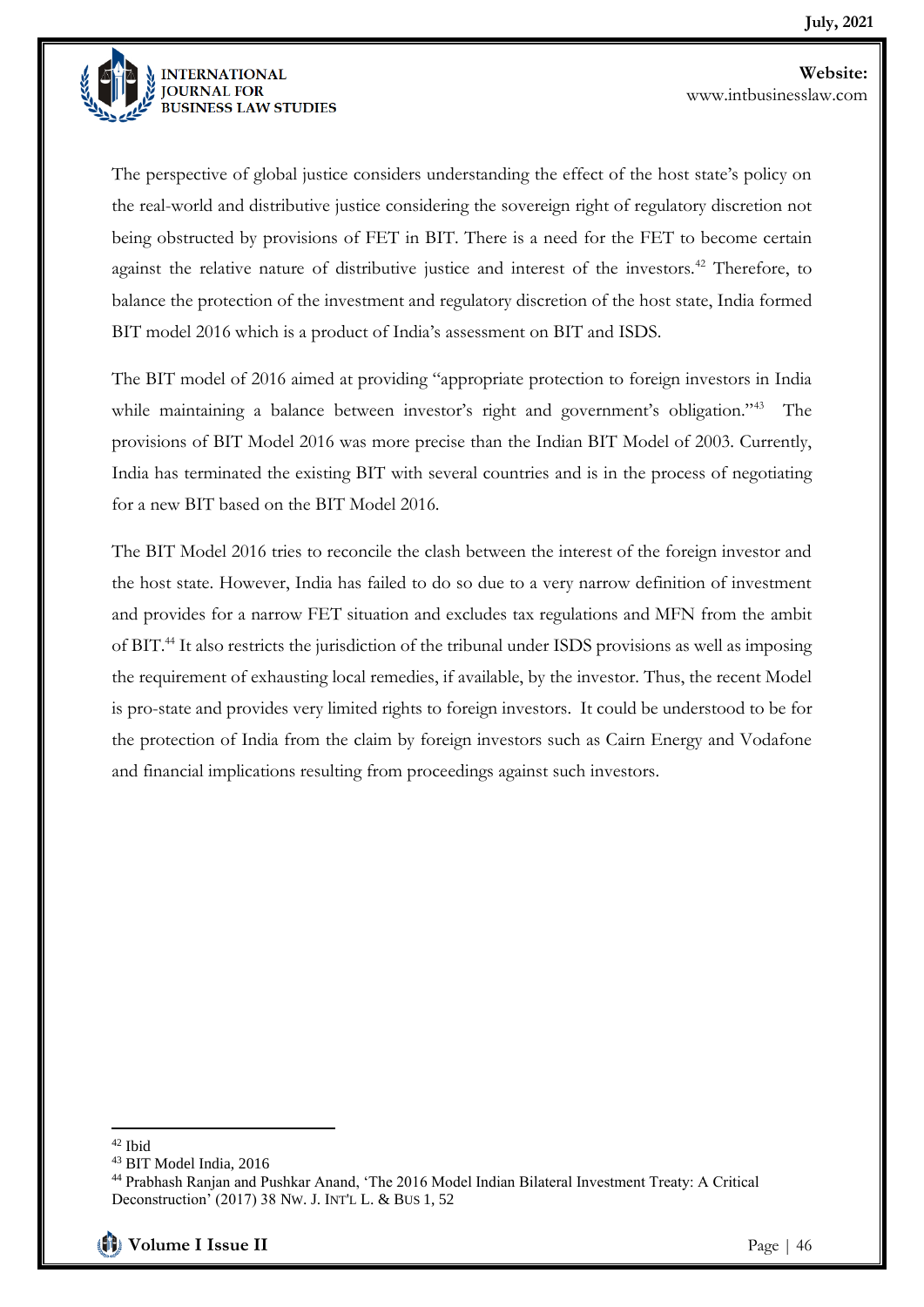The perspective of global justice considers understanding the effect of the host state's policy on the real-world and distributive justice considering the sovereign right of regulatory discretion not being obstructed by provisions of FET in BIT. There is a need for the FET to become certain against the relative nature of distributive justice and interest of the investors.[42] Therefore, to balance the protection of the investment and regulatory discretion of the host state, India formed BIT model 2016 which is a product of India's assessment on BIT and ISDS.

The BIT model of 2016 aimed at providing "appropriate protection to foreign investors in India while maintaining a balance between investor's right and government's obligation."[43] The provisions of BIT Model 2016 was more precise than the Indian BIT Model of 2003. Currently, India has terminated the existing BIT with several countries and is in the process of negotiating for a new BIT based on the BIT Model 2016.

The BIT Model 2016 tries to reconcile the clash between the interest of the foreign investor and the host state. However, India has failed to do so due to a very narrow definition of investment and provides for a narrow FET situation and excludes tax regulations and MFN from the ambit of BIT.[44] It also restricts the jurisdiction of the tribunal under ISDS provisions as well as imposing the requirement of exhausting local remedies, if available, by the investor. Thus, the recent Model is pro-state and provides very limited rights to foreign investors. It could be understood to be for the protection of India from the claim by foreign investors such as Cairn Energy and Vodafone and financial implications resulting from proceedings against such investors.

---

[42] Ibid

[43] BIT Model India, 2016

[44] Prabhash Ranjan and Pushkar Anand, 'The 2016 Model Indian Bilateral Investment Treaty: A Critical Deconstruction' (2017) 38 NW. J. INT'L L. & BUS 1, 52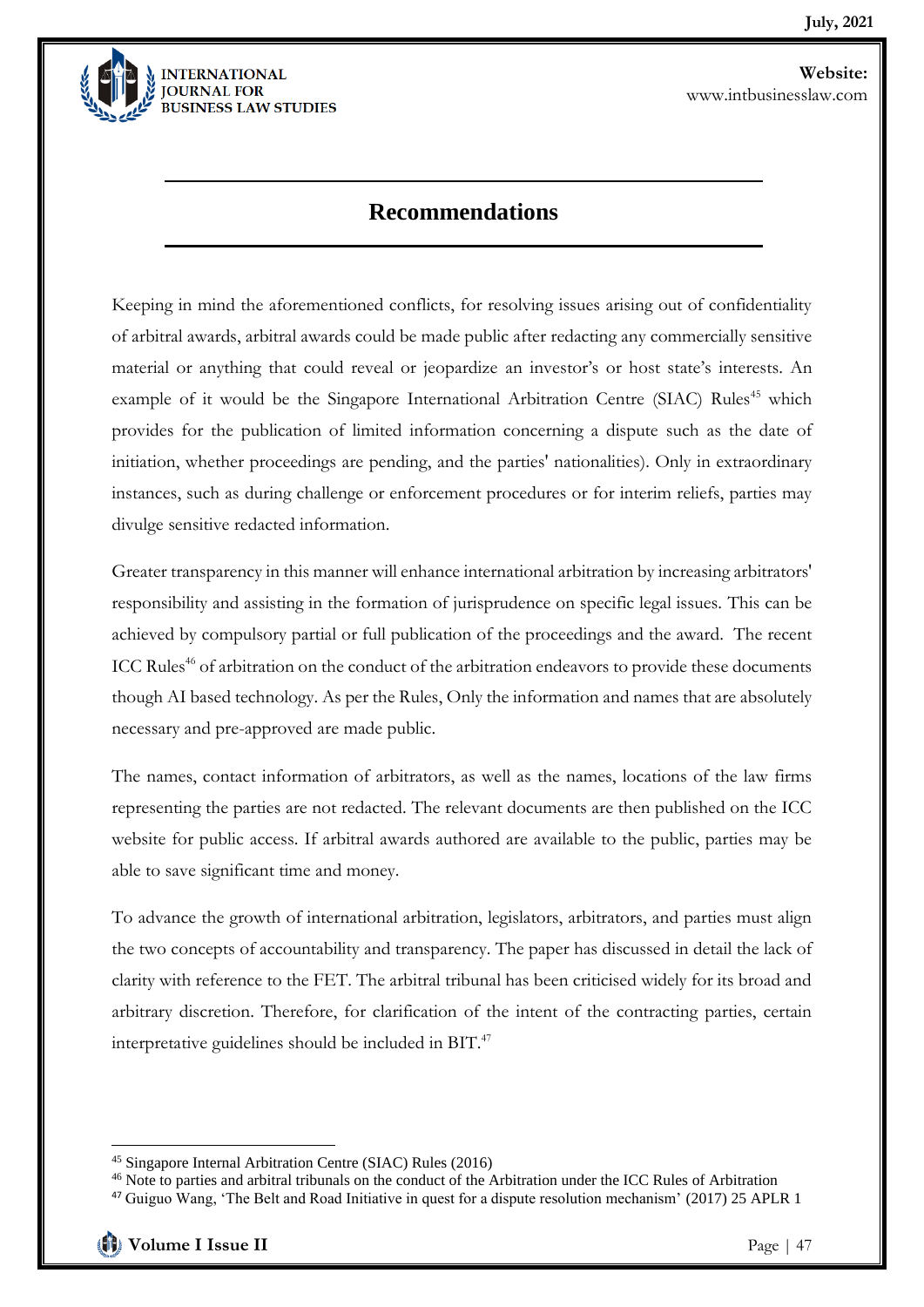## Recommendations

Keeping in mind the aforementioned conflicts, for resolving issues arising out of confidentiality of arbitral awards, arbitral awards could be made public after redacting any commercially sensitive material or anything that could reveal or jeopardize an investor's or host state's interests. An example of it would be the Singapore International Arbitration Centre (SIAC) Rules[45] which provides for the publication of limited information concerning a dispute such as the date of initiation, whether proceedings are pending, and the parties' nationalities). Only in extraordinary instances, such as during challenge or enforcement procedures or for interim reliefs, parties may divulge sensitive redacted information.

Greater transparency in this manner will enhance international arbitration by increasing arbitrators' responsibility and assisting in the formation of jurisprudence on specific legal issues. This can be achieved by compulsory partial or full publication of the proceedings and the award. The recent ICC Rules[46] of arbitration on the conduct of the arbitration endeavors to provide these documents though AI based technology. As per the Rules, Only the information and names that are absolutely necessary and pre-approved are made public.

The names, contact information of arbitrators, as well as the names, locations of the law firms representing the parties are not redacted. The relevant documents are then published on the ICC website for public access. If arbitral awards authored are available to the public, parties may be able to save significant time and money.

To advance the growth of international arbitration, legislators, arbitrators, and parties must align the two concepts of accountability and transparency. The paper has discussed in detail the lack of clarity with reference to the FET. The arbitral tribunal has been criticised widely for its broad and arbitrary discretion. Therefore, for clarification of the intent of the contracting parties, certain interpretative guidelines should be included in BIT.[47]

---

[45] Singapore Internal Arbitration Centre (SIAC) Rules (2016)

[46] Note to parties and arbitral tribunals on the conduct of the Arbitration under the ICC Rules of Arbitration

[47] Guiguo Wang, 'The Belt and Road Initiative in quest for a dispute resolution mechanism' (2017) 25 APLR 1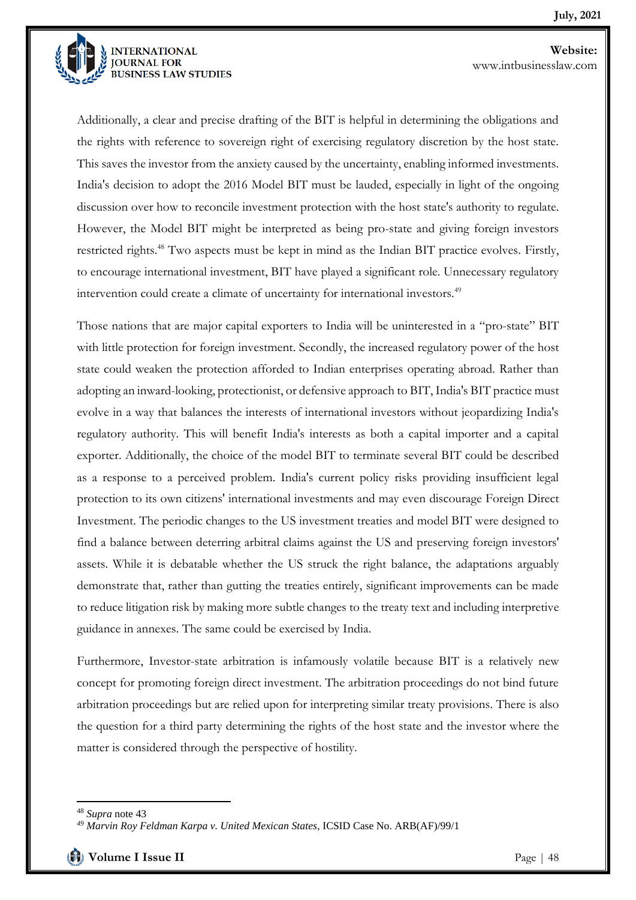Additionally, a clear and precise drafting of the BIT is helpful in determining the obligations and the rights with reference to sovereign right of exercising regulatory discretion by the host state. This saves the investor from the anxiety caused by the uncertainty, enabling informed investments. India's decision to adopt the 2016 Model BIT must be lauded, especially in light of the ongoing discussion over how to reconcile investment protection with the host state's authority to regulate. However, the Model BIT might be interpreted as being pro-state and giving foreign investors restricted rights.[48] Two aspects must be kept in mind as the Indian BIT practice evolves. Firstly, to encourage international investment, BIT have played a significant role. Unnecessary regulatory intervention could create a climate of uncertainty for international investors.[49]

Those nations that are major capital exporters to India will be uninterested in a "pro-state" BIT with little protection for foreign investment. Secondly, the increased regulatory power of the host state could weaken the protection afforded to Indian enterprises operating abroad. Rather than adopting an inward-looking, protectionist, or defensive approach to BIT, India's BIT practice must evolve in a way that balances the interests of international investors without jeopardizing India's regulatory authority. This will benefit India's interests as both a capital importer and a capital exporter. Additionally, the choice of the model BIT to terminate several BIT could be described as a response to a perceived problem. India's current policy risks providing insufficient legal protection to its own citizens' international investments and may even discourage Foreign Direct Investment. The periodic changes to the US investment treaties and model BIT were designed to find a balance between deterring arbitral claims against the US and preserving foreign investors' assets. While it is debatable whether the US struck the right balance, the adaptations arguably demonstrate that, rather than gutting the treaties entirely, significant improvements can be made to reduce litigation risk by making more subtle changes to the treaty text and including interpretive guidance in annexes. The same could be exercised by India.

Furthermore, Investor-state arbitration is infamously volatile because BIT is a relatively new concept for promoting foreign direct investment. The arbitration proceedings do not bind future arbitration proceedings but are relied upon for interpreting similar treaty provisions. There is also the question for a third party determining the rights of the host state and the investor where the matter is considered through the perspective of hostility.

---

[48] *Supra* note 43

[49] *Marvin Roy Feldman Karpa v. United Mexican States,* ICSID Case No. ARB(AF)/99/1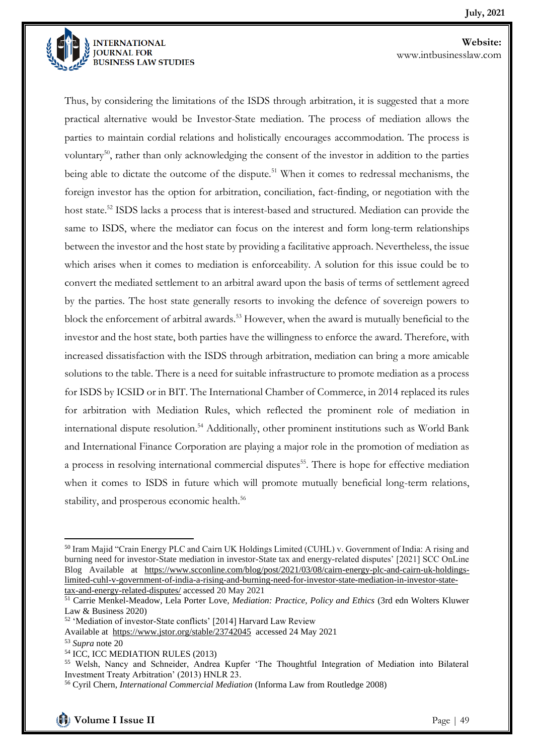Thus, by considering the limitations of the ISDS through arbitration, it is suggested that a more practical alternative would be Investor-State mediation. The process of mediation allows the parties to maintain cordial relations and holistically encourages accommodation. The process is voluntary[50], rather than only acknowledging the consent of the investor in addition to the parties being able to dictate the outcome of the dispute.[51] When it comes to redressal mechanisms, the foreign investor has the option for arbitration, conciliation, fact-finding, or negotiation with the host state.[52] ISDS lacks a process that is interest-based and structured. Mediation can provide the same to ISDS, where the mediator can focus on the interest and form long-term relationships between the investor and the host state by providing a facilitative approach. Nevertheless, the issue which arises when it comes to mediation is enforceability. A solution for this issue could be to convert the mediated settlement to an arbitral award upon the basis of terms of settlement agreed by the parties. The host state generally resorts to invoking the defence of sovereign powers to block the enforcement of arbitral awards.[53] However, when the award is mutually beneficial to the investor and the host state, both parties have the willingness to enforce the award. Therefore, with increased dissatisfaction with the ISDS through arbitration, mediation can bring a more amicable solutions to the table. There is a need for suitable infrastructure to promote mediation as a process for ISDS by ICSID or in BIT. The International Chamber of Commerce, in 2014 replaced its rules for arbitration with Mediation Rules, which reflected the prominent role of mediation in international dispute resolution.[54] Additionally, other prominent institutions such as World Bank and International Finance Corporation are playing a major role in the promotion of mediation as a process in resolving international commercial disputes[55]. There is hope for effective mediation when it comes to ISDS in future which will promote mutually beneficial long-term relations, stability, and prosperous economic health.[56]

---

[50] Iram Majid "Crain Energy PLC and Cairn UK Holdings Limited (CUHL) v. Government of India: A rising and burning need for investor-State mediation in investor-State tax and energy-related disputes' [2021] SCC OnLine Blog Available at https://www.scconline.com/blog/post/2021/03/08/cairn-energy-plc-and-cairn-uk-holdings-limited-cuhl-v-government-of-india-a-rising-and-burning-need-for-investor-state-mediation-in-investor-state-tax-and-energy-related-disputes/ accessed 20 May 2021

[51] Carrie Menkel-Meadow, Lela Porter Love, *Mediation: Practice, Policy and Ethics* (3rd edn Wolters Kluwer Law & Business 2020)

[52] 'Mediation of investor-State conflicts' [2014] Harvard Law Review Available at https://www.jstor.org/stable/23742045 accessed 24 May 2021

[53] *Supra* note 20

[54] ICC, ICC MEDIATION RULES (2013)

[55] Welsh, Nancy and Schneider, Andrea Kupfer 'The Thoughtful Integration of Mediation into Bilateral Investment Treaty Arbitration' (2013) HNLR 23.

[56] Cyril Chern, *International Commercial Mediation* (Informa Law from Routledge 2008)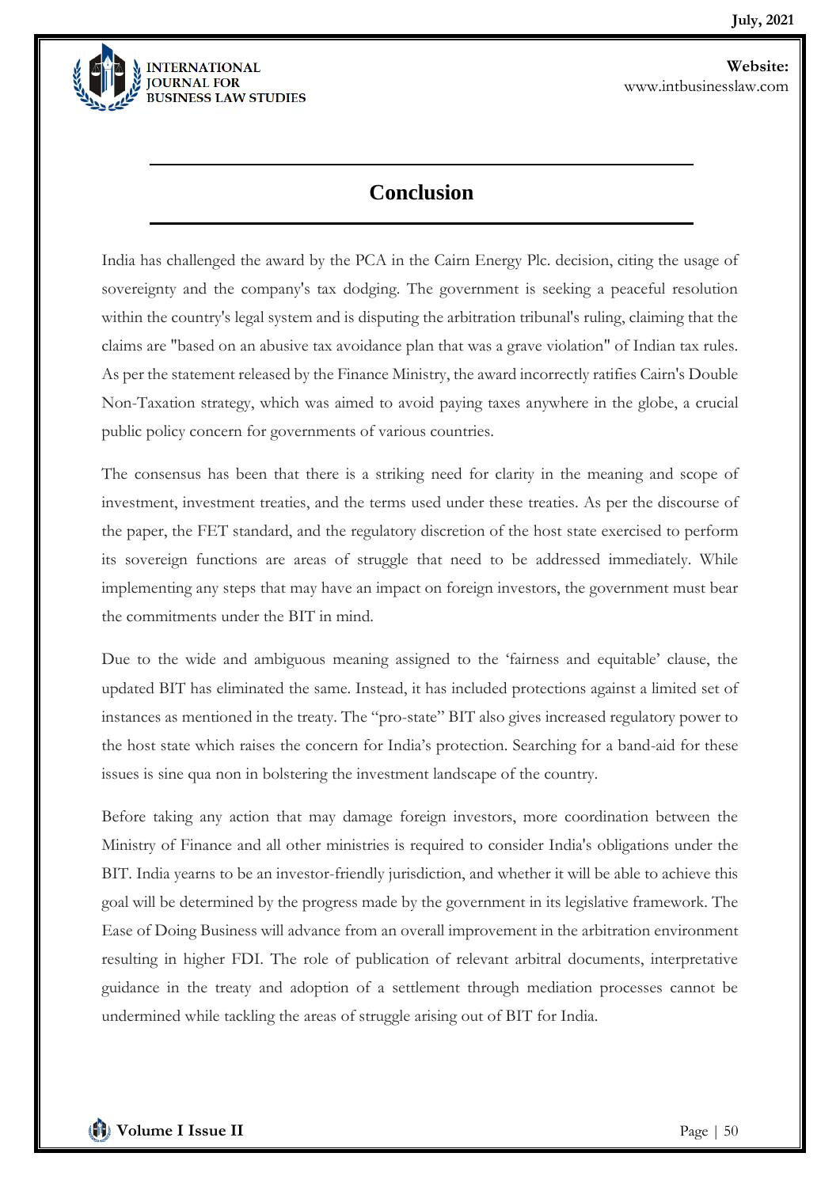## Conclusion

India has challenged the award by the PCA in the Cairn Energy Plc. decision, citing the usage of sovereignty and the company's tax dodging. The government is seeking a peaceful resolution within the country's legal system and is disputing the arbitration tribunal's ruling, claiming that the claims are "based on an abusive tax avoidance plan that was a grave violation" of Indian tax rules. As per the statement released by the Finance Ministry, the award incorrectly ratifies Cairn's Double Non-Taxation strategy, which was aimed to avoid paying taxes anywhere in the globe, a crucial public policy concern for governments of various countries.

The consensus has been that there is a striking need for clarity in the meaning and scope of investment, investment treaties, and the terms used under these treaties. As per the discourse of the paper, the FET standard, and the regulatory discretion of the host state exercised to perform its sovereign functions are areas of struggle that need to be addressed immediately. While implementing any steps that may have an impact on foreign investors, the government must bear the commitments under the BIT in mind.

Due to the wide and ambiguous meaning assigned to the 'fairness and equitable' clause, the updated BIT has eliminated the same. Instead, it has included protections against a limited set of instances as mentioned in the treaty. The "pro-state" BIT also gives increased regulatory power to the host state which raises the concern for India's protection. Searching for a band-aid for these issues is sine qua non in bolstering the investment landscape of the country.

Before taking any action that may damage foreign investors, more coordination between the Ministry of Finance and all other ministries is required to consider India's obligations under the BIT. India yearns to be an investor-friendly jurisdiction, and whether it will be able to achieve this goal will be determined by the progress made by the government in its legislative framework. The Ease of Doing Business will advance from an overall improvement in the arbitration environment resulting in higher FDI. The role of publication of relevant arbitral documents, interpretative guidance in the treaty and adoption of a settlement through mediation processes cannot be undermined while tackling the areas of struggle arising out of BIT for India.